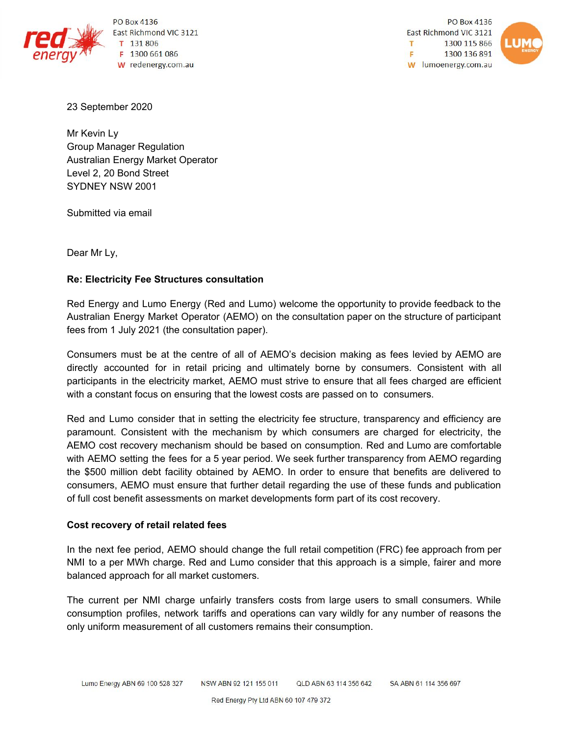PO Box 4136
East Richmond VIC 3121
T 131 806
F 1300 661 086
W redenergy.com.au

PO Box 4136
East Richmond VIC 3121
T 1300 115 866
F 1300 136 891
W lumoenergy.com.au

23 September 2020

Mr Kevin Ly
Group Manager Regulation
Australian Energy Market Operator
Level 2, 20 Bond Street
SYDNEY NSW 2001

Submitted via email

Dear Mr Ly,

**Re: Electricity Fee Structures consultation**

Red Energy and Lumo Energy (Red and Lumo) welcome the opportunity to provide feedback to the Australian Energy Market Operator (AEMO) on the consultation paper on the structure of participant fees from 1 July 2021 (the consultation paper).

Consumers must be at the centre of all of AEMO's decision making as fees levied by AEMO are directly accounted for in retail pricing and ultimately borne by consumers. Consistent with all participants in the electricity market, AEMO must strive to ensure that all fees charged are efficient with a constant focus on ensuring that the lowest costs are passed on to consumers.

Red and Lumo consider that in setting the electricity fee structure, transparency and efficiency are paramount. Consistent with the mechanism by which consumers are charged for electricity, the AEMO cost recovery mechanism should be based on consumption. Red and Lumo are comfortable with AEMO setting the fees for a 5 year period. We seek further transparency from AEMO regarding the $500 million debt facility obtained by AEMO. In order to ensure that benefits are delivered to consumers, AEMO must ensure that further detail regarding the use of these funds and publication of full cost benefit assessments on market developments form part of its cost recovery.

**Cost recovery of retail related fees**

In the next fee period, AEMO should change the full retail competition (FRC) fee approach from per NMI to a per MWh charge. Red and Lumo consider that this approach is a simple, fairer and more balanced approach for all market customers.

The current per NMI charge unfairly transfers costs from large users to small consumers. While consumption profiles, network tariffs and operations can vary wildly for any number of reasons the only uniform measurement of all customers remains their consumption.

Lumo Energy ABN 69 100 528 327 NSW ABN 92 121 155 011 QLD ABN 63 114 356 642 SA ABN 61 114 356 697

Red Energy Pty Ltd ABN 60 107 479 372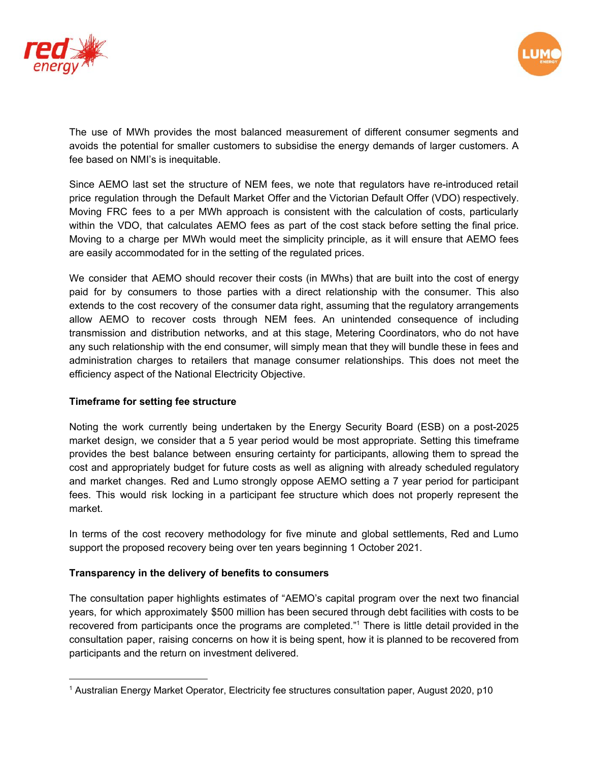The use of MWh provides the most balanced measurement of different consumer segments and avoids the potential for smaller customers to subsidise the energy demands of larger customers. A fee based on NMI's is inequitable.

Since AEMO last set the structure of NEM fees, we note that regulators have re-introduced retail price regulation through the Default Market Offer and the Victorian Default Offer (VDO) respectively. Moving FRC fees to a per MWh approach is consistent with the calculation of costs, particularly within the VDO, that calculates AEMO fees as part of the cost stack before setting the final price. Moving to a charge per MWh would meet the simplicity principle, as it will ensure that AEMO fees are easily accommodated for in the setting of the regulated prices.

We consider that AEMO should recover their costs (in MWhs) that are built into the cost of energy paid for by consumers to those parties with a direct relationship with the consumer. This also extends to the cost recovery of the consumer data right, assuming that the regulatory arrangements allow AEMO to recover costs through NEM fees. An unintended consequence of including transmission and distribution networks, and at this stage, Metering Coordinators, who do not have any such relationship with the end consumer, will simply mean that they will bundle these in fees and administration charges to retailers that manage consumer relationships. This does not meet the efficiency aspect of the National Electricity Objective.

**Timeframe for setting fee structure**

Noting the work currently being undertaken by the Energy Security Board (ESB) on a post-2025 market design, we consider that a 5 year period would be most appropriate. Setting this timeframe provides the best balance between ensuring certainty for participants, allowing them to spread the cost and appropriately budget for future costs as well as aligning with already scheduled regulatory and market changes. Red and Lumo strongly oppose AEMO setting a 7 year period for participant fees. This would risk locking in a participant fee structure which does not properly represent the market.

In terms of the cost recovery methodology for five minute and global settlements, Red and Lumo support the proposed recovery being over ten years beginning 1 October 2021.

**Transparency in the delivery of benefits to consumers**

The consultation paper highlights estimates of "AEMO's capital program over the next two financial years, for which approximately $500 million has been secured through debt facilities with costs to be recovered from participants once the programs are completed."[1] There is little detail provided in the consultation paper, raising concerns on how it is being spent, how it is planned to be recovered from participants and the return on investment delivered.

---

[1] Australian Energy Market Operator, Electricity fee structures consultation paper, August 2020, p10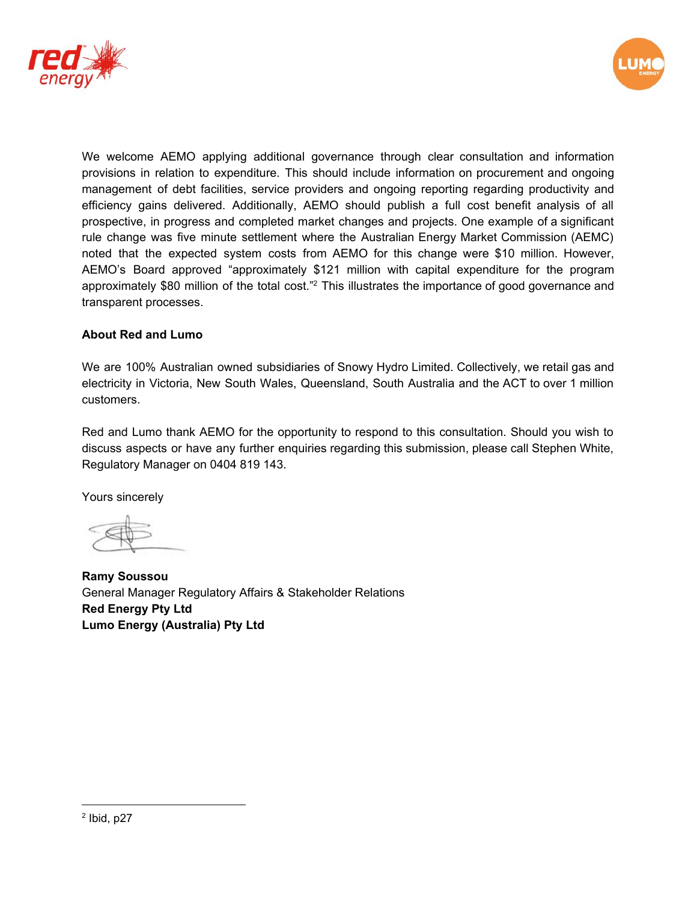We welcome AEMO applying additional governance through clear consultation and information provisions in relation to expenditure. This should include information on procurement and ongoing management of debt facilities, service providers and ongoing reporting regarding productivity and efficiency gains delivered. Additionally, AEMO should publish a full cost benefit analysis of all prospective, in progress and completed market changes and projects. One example of a significant rule change was five minute settlement where the Australian Energy Market Commission (AEMC) noted that the expected system costs from AEMO for this change were $10 million. However, AEMO's Board approved "approximately $121 million with capital expenditure for the program approximately $80 million of the total cost."[2] This illustrates the importance of good governance and transparent processes.

**About Red and Lumo**

We are 100% Australian owned subsidiaries of Snowy Hydro Limited. Collectively, we retail gas and electricity in Victoria, New South Wales, Queensland, South Australia and the ACT to over 1 million customers.

Red and Lumo thank AEMO for the opportunity to respond to this consultation. Should you wish to discuss aspects or have any further enquiries regarding this submission, please call Stephen White, Regulatory Manager on 0404 819 143.

Yours sincerely

**Ramy Soussou**
General Manager Regulatory Affairs & Stakeholder Relations
**Red Energy Pty Ltd**
**Lumo Energy (Australia) Pty Ltd**

---

[2] Ibid, p27